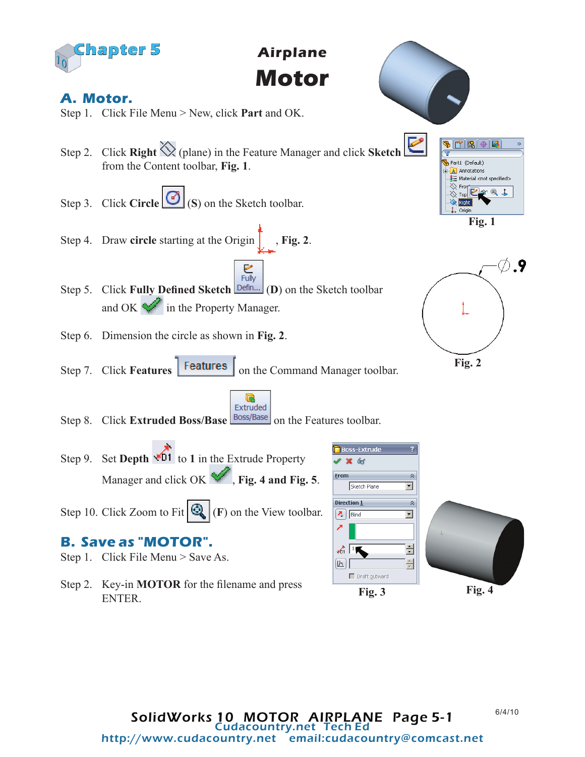# Chapter 5

## Airplane Motor

### A. Motor.

Step 1. Click File Menu > New, click **Part** and OK.

Step 2. Click **Right** (plane) in the Feature Manager and click **Sketch** from the Content toolbar, **Fig. 1**.

Step 3. Click **Circle** (**S**) on the Sketch toolbar.

Step 4. Draw **circle** starting at the Origin, **Fig. 2**.

Step 5. Click **Fully Defined Sketch** (**D**) on the Sketch toolbar and OK in the Property Manager.

Step 6. Dimension the circle as shown in **Fig. 2**.

Step 7. Click **Features** on the Command Manager toolbar.

Step 8. Click **Extruded Boss/Base** on the Features toolbar.

Step 9. Set **Depth** to **1** in the Extrude Property Manager and click OK, **Fig. 4 and Fig. 5**.

Step 10. Click Zoom to Fit (**F**) on the View toolbar.

**Fig. 1**

**Fig. 2**

**Fig. 3**

**Fig. 4**

### B. Save as "MOTOR".

Step 1. Click File Menu > Save As.

Step 2. Key-in **MOTOR** for the filename and press ENTER.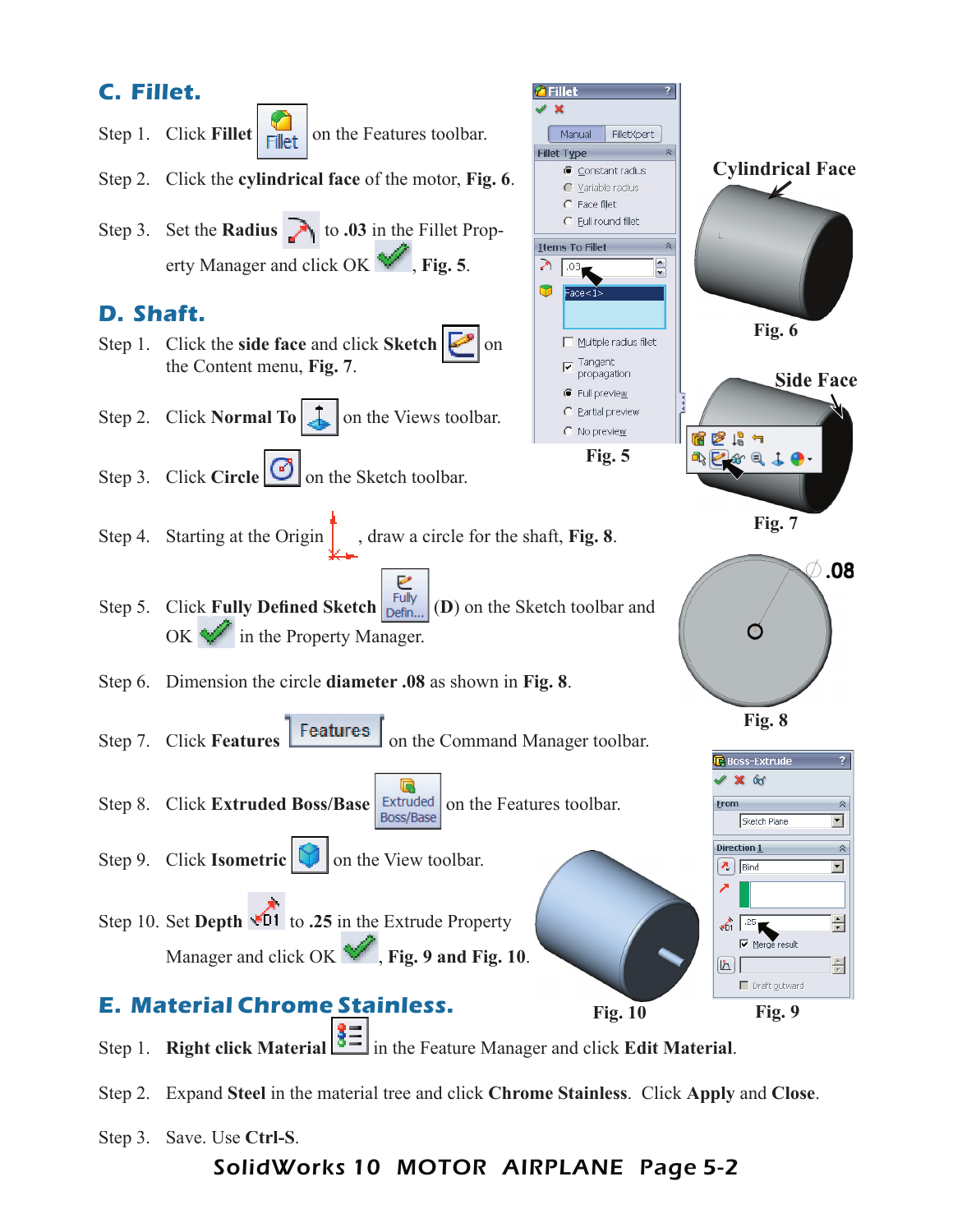## C. Fillet.

Step 1. Click **Fillet** on the Features toolbar.

Step 2. Click the **cylindrical face** of the motor, **Fig. 6**.

Step 3. Set the **Radius** to **.03** in the Fillet Property Manager and click OK, **Fig. 5**.

Fig. 5

Cylindrical Face

Fig. 6

## D. Shaft.

Step 1. Click the **side face** and click **Sketch** on the Content menu, **Fig. 7**.

Step 2. Click **Normal To** on the Views toolbar.

Step 3. Click **Circle** on the Sketch toolbar.

Step 4. Starting at the Origin, draw a circle for the shaft, **Fig. 8**.

Step 5. Click **Fully Defined Sketch** (**D**) on the Sketch toolbar and OK in the Property Manager.

Step 6. Dimension the circle **diameter .08** as shown in **Fig. 8**.

Step 7. Click **Features** on the Command Manager toolbar.

Step 8. Click **Extruded Boss/Base** on the Features toolbar.

Step 9. Click **Isometric** on the View toolbar.

Step 10. Set **Depth** to **.25** in the Extrude Property Manager and click OK, **Fig. 9 and Fig. 10**.

Side Face

Fig. 7

∅.08

Fig. 8

Fig. 10

Fig. 9

## E. Material Chrome Stainless.

Step 1. **Right click Material** in the Feature Manager and click **Edit Material**.

Step 2. Expand **Steel** in the material tree and click **Chrome Stainless**. Click **Apply** and **Close**.

Step 3. Save. Use **Ctrl-S**.